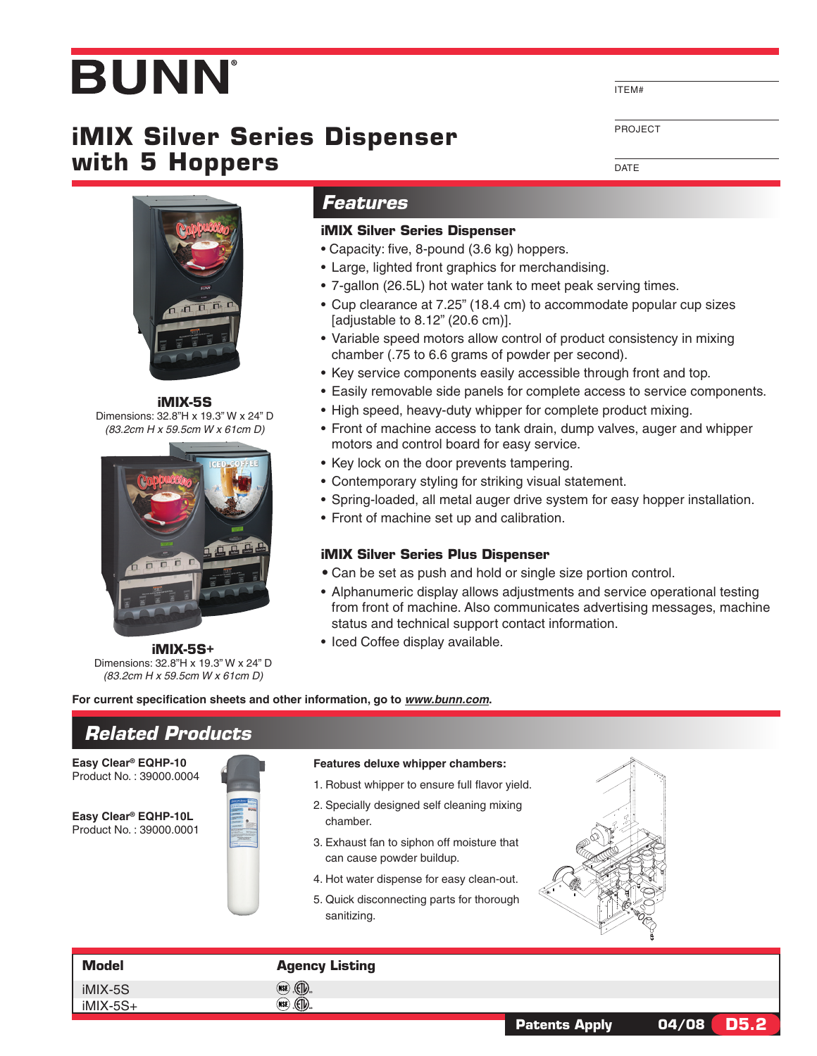# BUNN®

## iMIX Silver Series Dispenser with 5 Hoppers

ITEM#

PROJECT

DATE

**iMIX-5S**
Dimensions: 32.8"H x 19.3" W x 24" D
*(83.2cm H x 59.5cm W x 61cm D)*

**iMIX-5S+**
Dimensions: 32.8"H x 19.3" W x 24" D
*(83.2cm H x 59.5cm W x 61cm D)*

## Features

### iMIX Silver Series Dispenser

- Capacity: five, 8-pound (3.6 kg) hoppers.
- Large, lighted front graphics for merchandising.
- 7-gallon (26.5L) hot water tank to meet peak serving times.
- Cup clearance at 7.25" (18.4 cm) to accommodate popular cup sizes [adjustable to 8.12" (20.6 cm)].
- Variable speed motors allow control of product consistency in mixing chamber (.75 to 6.6 grams of powder per second).
- Key service components easily accessible through front and top.
- Easily removable side panels for complete access to service components.
- High speed, heavy-duty whipper for complete product mixing.
- Front of machine access to tank drain, dump valves, auger and whipper motors and control board for easy service.
- Key lock on the door prevents tampering.
- Contemporary styling for striking visual statement.
- Spring-loaded, all metal auger drive system for easy hopper installation.
- Front of machine set up and calibration.

### iMIX Silver Series Plus Dispenser

- Can be set as push and hold or single size portion control.
- Alphanumeric display allows adjustments and service operational testing from front of machine. Also communicates advertising messages, machine status and technical support contact information.
- Iced Coffee display available.

**For current specification sheets and other information, go to *www.bunn.com*.**

## Related Products

**Easy Clear® EQHP-10**
Product No. : 39000.0004

**Easy Clear® EQHP-10L**
Product No. : 39000.0001

**Features deluxe whipper chambers:**

1. Robust whipper to ensure full flavor yield.
2. Specially designed self cleaning mixing chamber.
3. Exhaust fan to siphon off moisture that can cause powder buildup.
4. Hot water dispense for easy clean-out.
5. Quick disconnecting parts for thorough sanitizing.

| Model | Agency Listing |
|---|---|
| iMIX-5S | NSF, ETL |
| iMIX-5S+ | NSF, ETL |

Patents Apply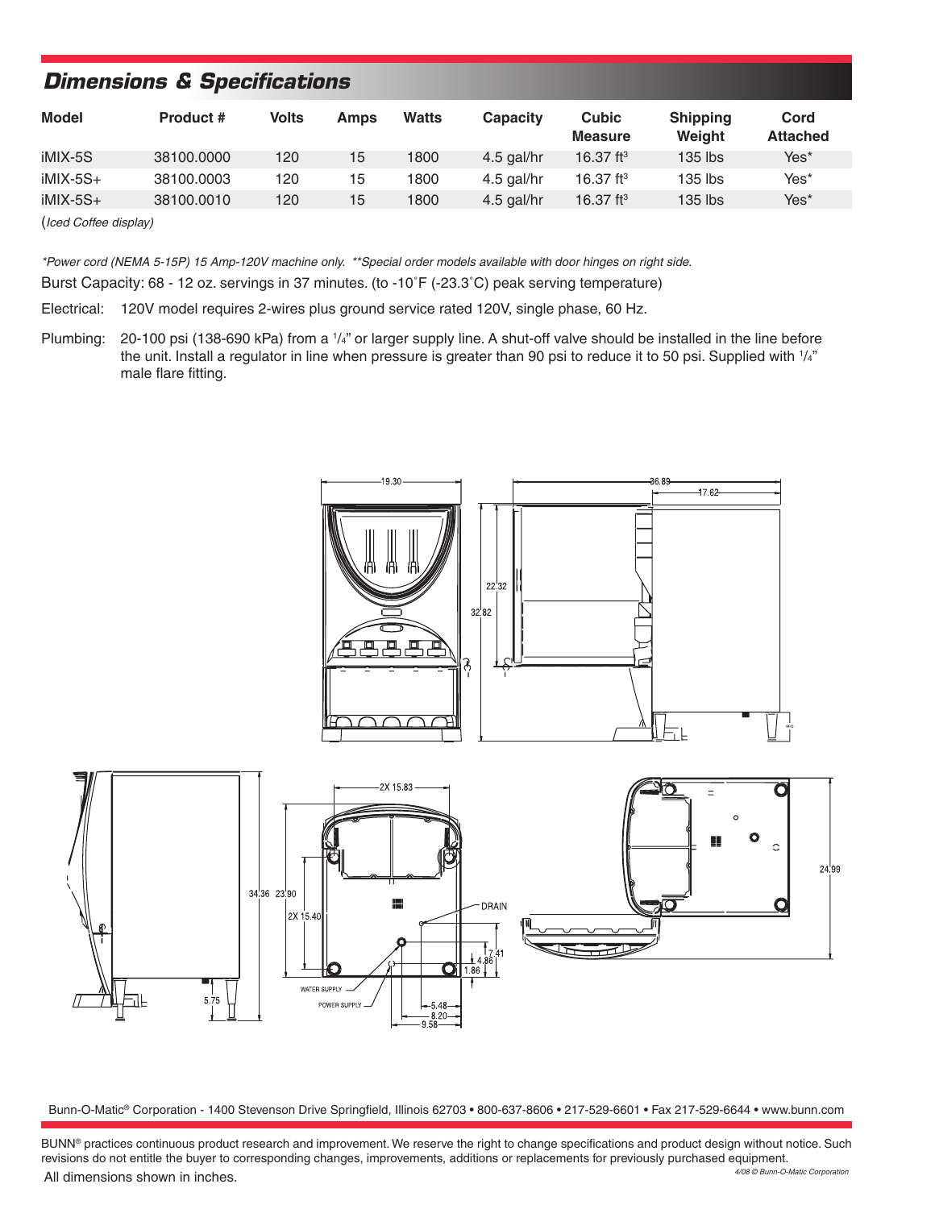## Dimensions & Specifications

| Model | Product # | Volts | Amps | Watts | Capacity | Cubic Measure | Shipping Weight | Cord Attached |
|---|---|---|---|---|---|---|---|---|
| iMIX-5S | 38100.0000 | 120 | 15 | 1800 | 4.5 gal/hr | 16.37 ft³ | 135 lbs | Yes* |
| iMIX-5S+ | 38100.0003 | 120 | 15 | 1800 | 4.5 gal/hr | 16.37 ft³ | 135 lbs | Yes* |
| iMIX-5S+ | 38100.0010 | 120 | 15 | 1800 | 4.5 gal/hr | 16.37 ft³ | 135 lbs | Yes* |

(*Iced Coffee display*)

*\*Power cord (NEMA 5-15P) 15 Amp-120V machine only. \*\*Special order models available with door hinges on right side.*

Burst Capacity: 68 - 12 oz. servings in 37 minutes. (to -10˚F (-23.3˚C) peak serving temperature)

Electrical: 120V model requires 2-wires plus ground service rated 120V, single phase, 60 Hz.

Plumbing: 20-100 psi (138-690 kPa) from a 1/4" or larger supply line. A shut-off valve should be installed in the line before the unit. Install a regulator in line when pressure is greater than 90 psi to reduce it to 50 psi. Supplied with 1/4" male flare fitting.

19.30
36.89
17.62
22.32
32.82
34.36
23.90
2X 15.83
2X 15.40
DRAIN
7.41
4.86
1.86
WATER SUPPLY
POWER SUPPLY
5.48
8.20
9.58
5.75
24.99

Bunn-O-Matic® Corporation - 1400 Stevenson Drive Springfield, Illinois 62703 • 800-637-8606 • 217-529-6601 • Fax 217-529-6644 • www.bunn.com

BUNN® practices continuous product research and improvement. We reserve the right to change specifications and product design without notice. Such revisions do not entitle the buyer to corresponding changes, improvements, additions or replacements for previously purchased equipment.

All dimensions shown in inches.

*4/08 © Bunn-O-Matic Corporation*